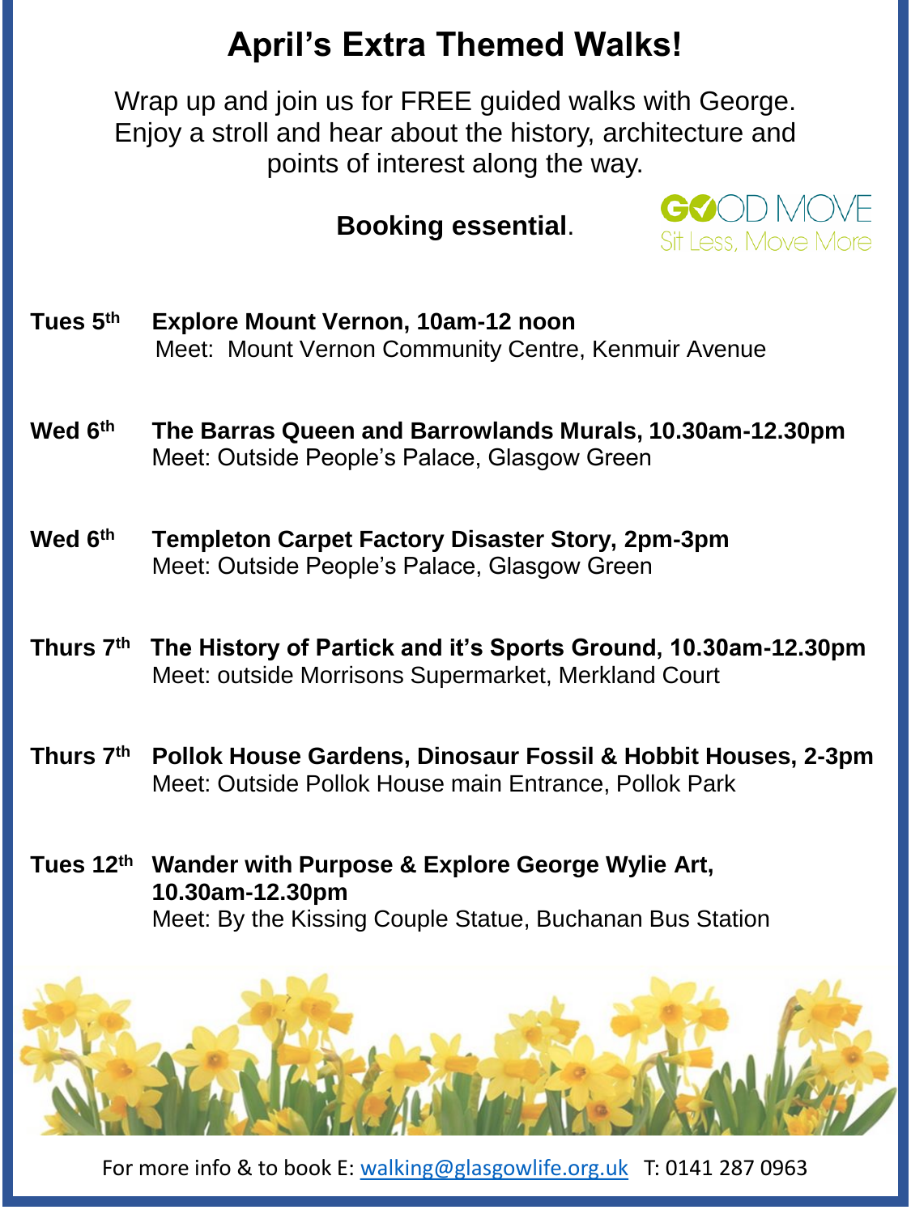# April's Extra Themed Walks!

Wrap up and join us for FREE guided walks with George. Enjoy a stroll and hear about the history, architecture and points of interest along the way.

**Booking essential**.

GOOD MOVE
Sit Less, Move More

**Tues 5th** **Explore Mount Vernon, 10am-12 noon**
Meet: Mount Vernon Community Centre, Kenmuir Avenue

**Wed 6th** **The Barras Queen and Barrowlands Murals, 10.30am-12.30pm**
Meet: Outside People's Palace, Glasgow Green

**Wed 6th** **Templeton Carpet Factory Disaster Story, 2pm-3pm**
Meet: Outside People's Palace, Glasgow Green

**Thurs 7th** **The History of Partick and it's Sports Ground, 10.30am-12.30pm**
Meet: outside Morrisons Supermarket, Merkland Court

**Thurs 7th** **Pollok House Gardens, Dinosaur Fossil & Hobbit Houses, 2-3pm**
Meet: Outside Pollok House main Entrance, Pollok Park

**Tues 12th** **Wander with Purpose & Explore George Wylie Art, 10.30am-12.30pm**
Meet: By the Kissing Couple Statue, Buchanan Bus Station

For more info & to book E: walking@glasgowlife.org.uk T: 0141 287 0963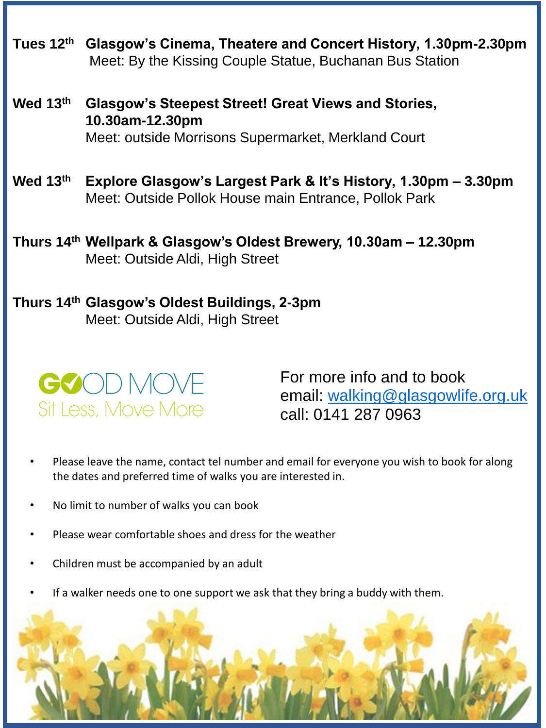**Tues 12th** **Glasgow's Cinema, Theatere and Concert History, 1.30pm-2.30pm**
Meet: By the Kissing Couple Statue, Buchanan Bus Station

**Wed 13th** **Glasgow's Steepest Street! Great Views and Stories, 10.30am-12.30pm**
Meet: outside Morrisons Supermarket, Merkland Court

**Wed 13th** **Explore Glasgow's Largest Park & It's History, 1.30pm – 3.30pm**
Meet: Outside Pollok House main Entrance, Pollok Park

**Thurs 14th** **Wellpark & Glasgow's Oldest Brewery, 10.30am – 12.30pm**
Meet: Outside Aldi, High Street

**Thurs 14th** **Glasgow's Oldest Buildings, 2-3pm**
Meet: Outside Aldi, High Street

GOOD MOVE
Sit Less, Move More

For more info and to book
email: walking@glasgowlife.org.uk
call: 0141 287 0963

- Please leave the name, contact tel number and email for everyone you wish to book for along the dates and preferred time of walks you are interested in.
- No limit to number of walks you can book
- Please wear comfortable shoes and dress for the weather
- Children must be accompanied by an adult
- If a walker needs one to one support we ask that they bring a buddy with them.